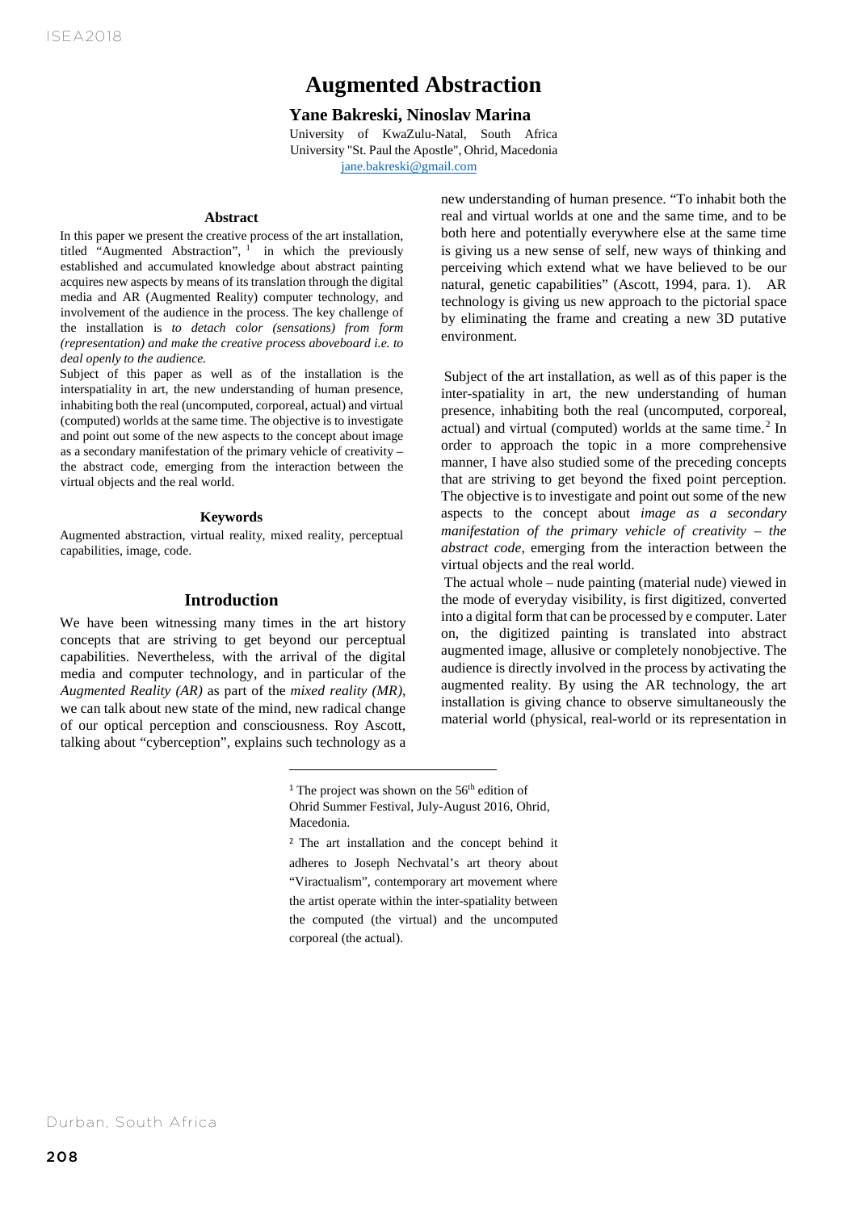# Augmented Abstraction

**Yane Bakreski, Ninoslav Marina**

University of KwaZulu-Natal, South Africa
University "St. Paul the Apostle", Ohrid, Macedonia
jane.bakreski@gmail.com

## Abstract

In this paper we present the creative process of the art installation, titled "Augmented Abstraction", [1] in which the previously established and accumulated knowledge about abstract painting acquires new aspects by means of its translation through the digital media and AR (Augmented Reality) computer technology, and involvement of the audience in the process. The key challenge of the installation is *to detach color (sensations) from form (representation) and make the creative process aboveboard i.e. to deal openly to the audience.*

Subject of this paper as well as of the installation is the interspatiality in art, the new understanding of human presence, inhabiting both the real (uncomputed, corporeal, actual) and virtual (computed) worlds at the same time. The objective is to investigate and point out some of the new aspects to the concept about image as a secondary manifestation of the primary vehicle of creativity – the abstract code, emerging from the interaction between the virtual objects and the real world.

## Keywords

Augmented abstraction, virtual reality, mixed reality, perceptual capabilities, image, code.

## Introduction

We have been witnessing many times in the art history concepts that are striving to get beyond our perceptual capabilities. Nevertheless, with the arrival of the digital media and computer technology, and in particular of the *Augmented Reality (AR)* as part of the *mixed reality (MR)*, we can talk about new state of the mind, new radical change of our optical perception and consciousness. Roy Ascott, talking about "cyberception", explains such technology as a new understanding of human presence. "To inhabit both the real and virtual worlds at one and the same time, and to be both here and potentially everywhere else at the same time is giving us a new sense of self, new ways of thinking and perceiving which extend what we have believed to be our natural, genetic capabilities" (Ascott, 1994, para. 1). AR technology is giving us new approach to the pictorial space by eliminating the frame and creating a new 3D putative environment.

Subject of the art installation, as well as of this paper is the inter-spatiality in art, the new understanding of human presence, inhabiting both the real (uncomputed, corporeal, actual) and virtual (computed) worlds at the same time.[2] In order to approach the topic in a more comprehensive manner, I have also studied some of the preceding concepts that are striving to get beyond the fixed point perception. The objective is to investigate and point out some of the new aspects to the concept about *image as a secondary manifestation of the primary vehicle of creativity – the abstract code*, emerging from the interaction between the virtual objects and the real world.

The actual whole – nude painting (material nude) viewed in the mode of everyday visibility, is first digitized, converted into a digital form that can be processed by e computer. Later on, the digitized painting is translated into abstract augmented image, allusive or completely nonobjective. The audience is directly involved in the process by activating the augmented reality. By using the AR technology, the art installation is giving chance to observe simultaneously the material world (physical, real-world or its representation in

---

[1] The project was shown on the 56th edition of Ohrid Summer Festival, July-August 2016, Ohrid, Macedonia.

[2] The art installation and the concept behind it adheres to Joseph Nechvatal's art theory about "Viractualism", contemporary art movement where the artist operate within the inter-spatiality between the computed (the virtual) and the uncomputed corporeal (the actual).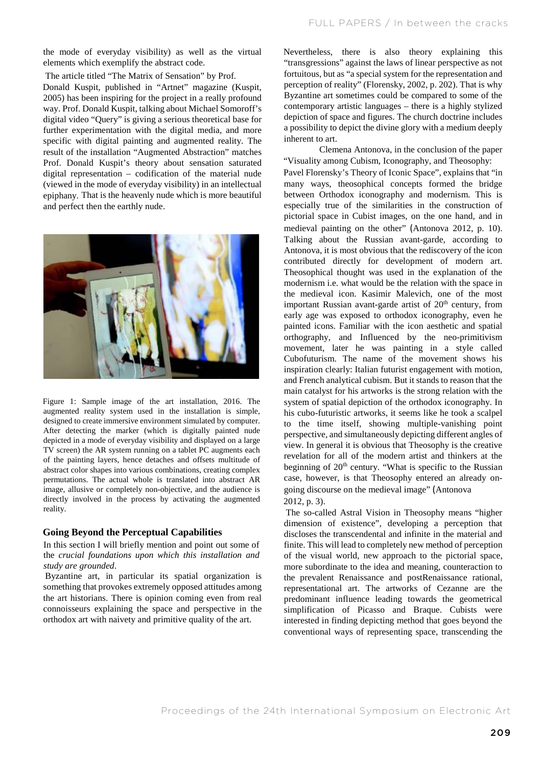the mode of everyday visibility) as well as the virtual elements which exemplify the abstract code.

The article titled "The Matrix of Sensation" by Prof. Donald Kuspit, published in "Artnet" magazine (Kuspit, 2005) has been inspiring for the project in a really profound way. Prof. Donald Kuspit, talking about Michael Somoroff's digital video "Query" is giving a serious theoretical base for further experimentation with the digital media, and more specific with digital painting and augmented reality. The result of the installation "Augmented Abstraction" matches Prof. Donald Kuspit's theory about sensation saturated digital representation – codification of the material nude (viewed in the mode of everyday visibility) in an intellectual epiphany. That is the heavenly nude which is more beautiful and perfect then the earthly nude.

Figure 1: Sample image of the art installation, 2016. The augmented reality system used in the installation is simple, designed to create immersive environment simulated by computer. After detecting the marker (which is digitally painted nude depicted in a mode of everyday visibility and displayed on a large TV screen) the AR system running on a tablet PC augments each of the painting layers, hence detaches and offsets multitude of abstract color shapes into various combinations, creating complex permutations. The actual whole is translated into abstract AR image, allusive or completely non-objective, and the audience is directly involved in the process by activating the augmented reality.

## Going Beyond the Perceptual Capabilities

In this section I will briefly mention and point out some of the *crucial foundations upon which this installation and study are grounded*.

Byzantine art, in particular its spatial organization is something that provokes extremely opposed attitudes among the art historians. There is opinion coming even from real connoisseurs explaining the space and perspective in the orthodox art with naivety and primitive quality of the art.

Nevertheless, there is also theory explaining this "transgressions" against the laws of linear perspective as not fortuitous, but as "a special system for the representation and perception of reality" (Florensky, 2002, p. 202). That is why Byzantine art sometimes could be compared to some of the contemporary artistic languages – there is a highly stylized depiction of space and figures. The church doctrine includes a possibility to depict the divine glory with a medium deeply inherent to art.

Clemena Antonova, in the conclusion of the paper "Visuality among Cubism, Iconography, and Theosophy: Pavel Florensky's Theory of Iconic Space", explains that "in many ways, theosophical concepts formed the bridge between Orthodox iconography and modernism. This is especially true of the similarities in the construction of pictorial space in Cubist images, on the one hand, and in medieval painting on the other" (Antonova 2012, p. 10). Talking about the Russian avant-garde, according to Antonova, it is most obvious that the rediscovery of the icon contributed directly for development of modern art. Theosophical thought was used in the explanation of the modernism i.e. what would be the relation with the space in the medieval icon. Kasimir Malevich, one of the most important Russian avant-garde artist of 20th century, from early age was exposed to orthodox iconography, even he painted icons. Familiar with the icon aesthetic and spatial orthography, and Influenced by the neo-primitivism movement, later he was painting in a style called Cubofuturism. The name of the movement shows his inspiration clearly: Italian futurist engagement with motion, and French analytical cubism. But it stands to reason that the main catalyst for his artworks is the strong relation with the system of spatial depiction of the orthodox iconography. In his cubo-futuristic artworks, it seems like he took a scalpel to the time itself, showing multiple-vanishing point perspective, and simultaneously depicting different angles of view. In general it is obvious that Theosophy is the creative revelation for all of the modern artist and thinkers at the beginning of 20th century. "What is specific to the Russian case, however, is that Theosophy entered an already on-going discourse on the medieval image" (Antonova 2012, p. 3).

The so-called Astral Vision in Theosophy means "higher dimension of existence", developing a perception that discloses the transcendental and infinite in the material and finite. This will lead to completely new method of perception of the visual world, new approach to the pictorial space, more subordinate to the idea and meaning, counteraction to the prevalent Renaissance and postRenaissance rational, representational art. The artworks of Cezanne are the predominant influence leading towards the geometrical simplification of Picasso and Braque. Cubists were interested in finding depicting method that goes beyond the conventional ways of representing space, transcending the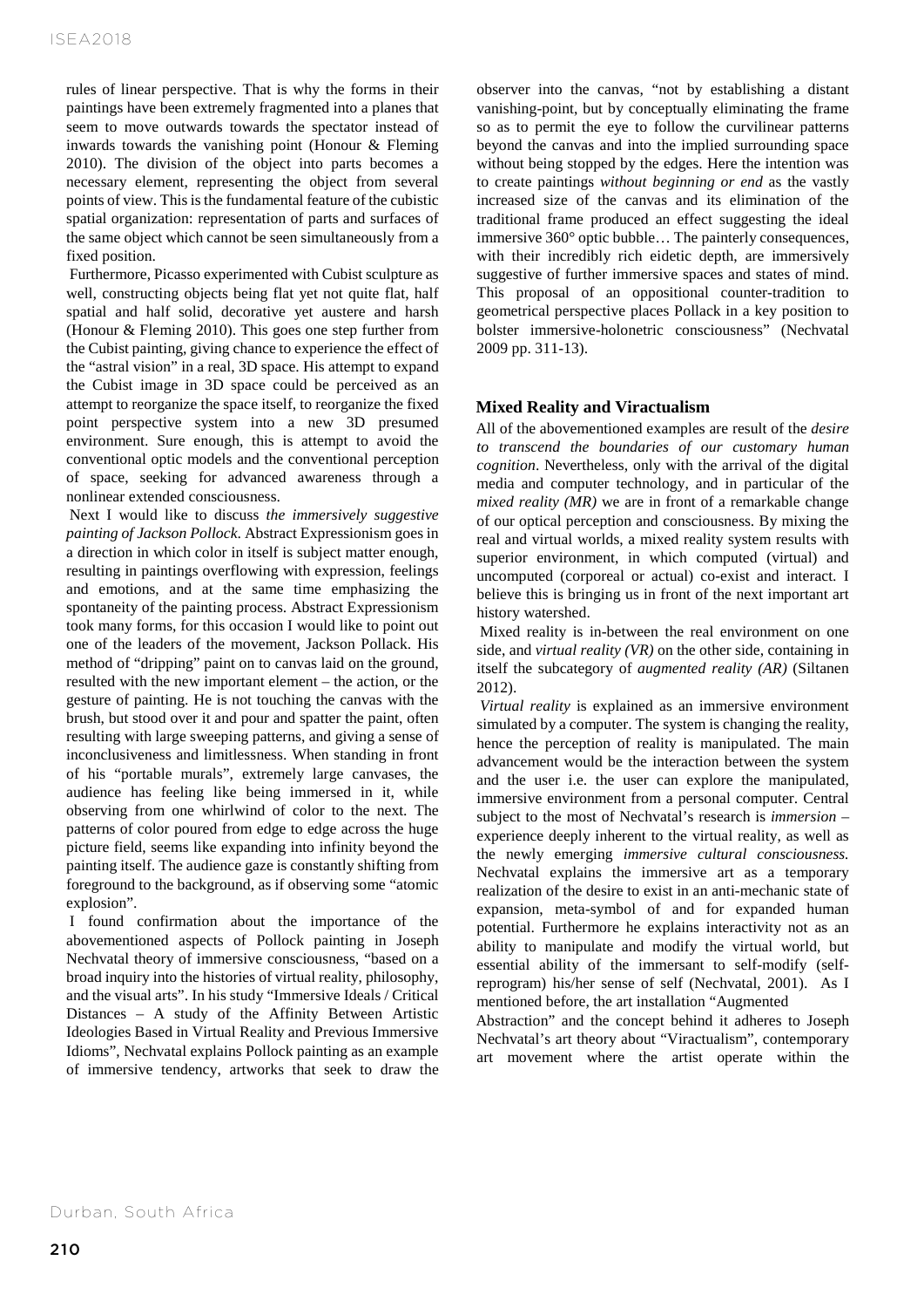rules of linear perspective. That is why the forms in their paintings have been extremely fragmented into a planes that seem to move outwards towards the spectator instead of inwards towards the vanishing point (Honour & Fleming 2010). The division of the object into parts becomes a necessary element, representing the object from several points of view. This is the fundamental feature of the cubistic spatial organization: representation of parts and surfaces of the same object which cannot be seen simultaneously from a fixed position.

Furthermore, Picasso experimented with Cubist sculpture as well, constructing objects being flat yet not quite flat, half spatial and half solid, decorative yet austere and harsh (Honour & Fleming 2010). This goes one step further from the Cubist painting, giving chance to experience the effect of the "astral vision" in a real, 3D space. His attempt to expand the Cubist image in 3D space could be perceived as an attempt to reorganize the space itself, to reorganize the fixed point perspective system into a new 3D presumed environment. Sure enough, this is attempt to avoid the conventional optic models and the conventional perception of space, seeking for advanced awareness through a nonlinear extended consciousness.

Next I would like to discuss *the immersively suggestive painting of Jackson Pollock*. Abstract Expressionism goes in a direction in which color in itself is subject matter enough, resulting in paintings overflowing with expression, feelings and emotions, and at the same time emphasizing the spontaneity of the painting process. Abstract Expressionism took many forms, for this occasion I would like to point out one of the leaders of the movement, Jackson Pollack. His method of "dripping" paint on to canvas laid on the ground, resulted with the new important element – the action, or the gesture of painting. He is not touching the canvas with the brush, but stood over it and pour and spatter the paint, often resulting with large sweeping patterns, and giving a sense of inconclusiveness and limitlessness. When standing in front of his "portable murals", extremely large canvases, the audience has feeling like being immersed in it, while observing from one whirlwind of color to the next. The patterns of color poured from edge to edge across the huge picture field, seems like expanding into infinity beyond the painting itself. The audience gaze is constantly shifting from foreground to the background, as if observing some "atomic explosion".

I found confirmation about the importance of the abovementioned aspects of Pollock painting in Joseph Nechvatal theory of immersive consciousness, "based on a broad inquiry into the histories of virtual reality, philosophy, and the visual arts". In his study "Immersive Ideals / Critical Distances – A study of the Affinity Between Artistic Ideologies Based in Virtual Reality and Previous Immersive Idioms", Nechvatal explains Pollock painting as an example of immersive tendency, artworks that seek to draw the observer into the canvas, "not by establishing a distant vanishing-point, but by conceptually eliminating the frame so as to permit the eye to follow the curvilinear patterns beyond the canvas and into the implied surrounding space without being stopped by the edges. Here the intention was to create paintings *without beginning or end* as the vastly increased size of the canvas and its elimination of the traditional frame produced an effect suggesting the ideal immersive 360° optic bubble… The painterly consequences, with their incredibly rich eidetic depth, are immersively suggestive of further immersive spaces and states of mind. This proposal of an oppositional counter-tradition to geometrical perspective places Pollack in a key position to bolster immersive-holonetric consciousness" (Nechvatal 2009 pp. 311-13).

## Mixed Reality and Viractualism

All of the abovementioned examples are result of the *desire to transcend the boundaries of our customary human cognition*. Nevertheless, only with the arrival of the digital media and computer technology, and in particular of the *mixed reality (MR)* we are in front of a remarkable change of our optical perception and consciousness. By mixing the real and virtual worlds, a mixed reality system results with superior environment, in which computed (virtual) and uncomputed (corporeal or actual) co-exist and interact. I believe this is bringing us in front of the next important art history watershed.

Mixed reality is in-between the real environment on one side, and *virtual reality (VR)* on the other side, containing in itself the subcategory of *augmented reality (AR)* (Siltanen 2012).

*Virtual reality* is explained as an immersive environment simulated by a computer. The system is changing the reality, hence the perception of reality is manipulated. The main advancement would be the interaction between the system and the user i.e. the user can explore the manipulated, immersive environment from a personal computer. Central subject to the most of Nechvatal's research is *immersion* – experience deeply inherent to the virtual reality, as well as the newly emerging *immersive cultural consciousness.* Nechvatal explains the immersive art as a temporary realization of the desire to exist in an anti-mechanic state of expansion, meta-symbol of and for expanded human potential. Furthermore he explains interactivity not as an ability to manipulate and modify the virtual world, but essential ability of the immersant to self-modify (self-reprogram) his/her sense of self (Nechvatal, 2001). As I mentioned before, the art installation "Augmented Abstraction" and the concept behind it adheres to Joseph Nechvatal's art theory about "Viractualism", contemporary art movement where the artist operate within the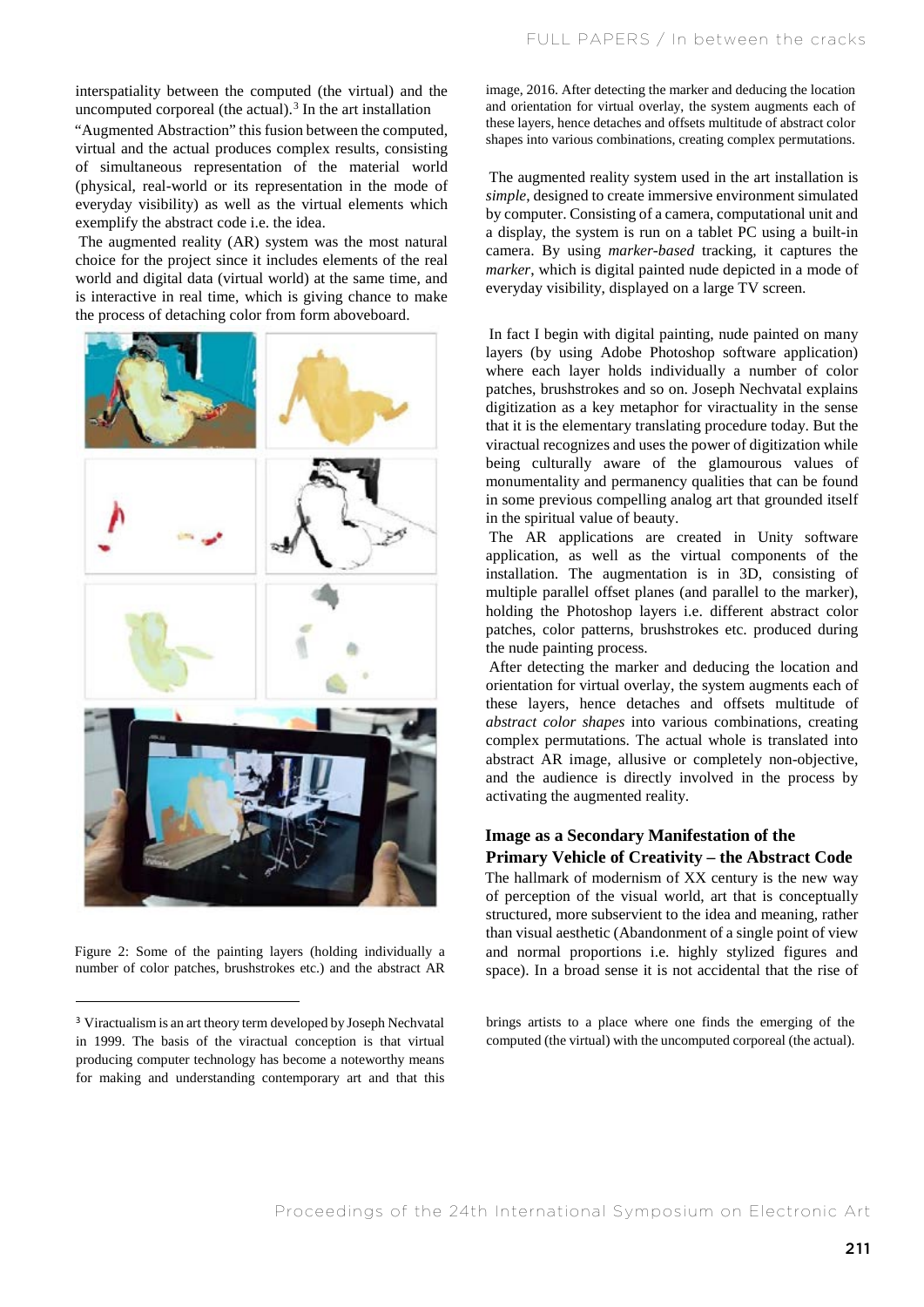interspatiality between the computed (the virtual) and the uncomputed corporeal (the actual).[3] In the art installation "Augmented Abstraction" this fusion between the computed, virtual and the actual produces complex results, consisting of simultaneous representation of the material world (physical, real-world or its representation in the mode of everyday visibility) as well as the virtual elements which exemplify the abstract code i.e. the idea.

The augmented reality (AR) system was the most natural choice for the project since it includes elements of the real world and digital data (virtual world) at the same time, and is interactive in real time, which is giving chance to make the process of detaching color from form aboveboard.

Figure 2: Some of the painting layers (holding individually a number of color patches, brushstrokes etc.) and the abstract AR image, 2016. After detecting the marker and deducing the location and orientation for virtual overlay, the system augments each of these layers, hence detaches and offsets multitude of abstract color shapes into various combinations, creating complex permutations.

The augmented reality system used in the art installation is *simple*, designed to create immersive environment simulated by computer. Consisting of a camera, computational unit and a display, the system is run on a tablet PC using a built-in camera. By using *marker-based* tracking, it captures the *marker*, which is digital painted nude depicted in a mode of everyday visibility, displayed on a large TV screen.

In fact I begin with digital painting, nude painted on many layers (by using Adobe Photoshop software application) where each layer holds individually a number of color patches, brushstrokes and so on. Joseph Nechvatal explains digitization as a key metaphor for viractuality in the sense that it is the elementary translating procedure today. But the viractual recognizes and uses the power of digitization while being culturally aware of the glamourous values of monumentality and permanency qualities that can be found in some previous compelling analog art that grounded itself in the spiritual value of beauty.

The AR applications are created in Unity software application, as well as the virtual components of the installation. The augmentation is in 3D, consisting of multiple parallel offset planes (and parallel to the marker), holding the Photoshop layers i.e. different abstract color patches, color patterns, brushstrokes etc. produced during the nude painting process.

After detecting the marker and deducing the location and orientation for virtual overlay, the system augments each of these layers, hence detaches and offsets multitude of *abstract color shapes* into various combinations, creating complex permutations. The actual whole is translated into abstract AR image, allusive or completely non-objective, and the audience is directly involved in the process by activating the augmented reality.

### Image as a Secondary Manifestation of the Primary Vehicle of Creativity – the Abstract Code

The hallmark of modernism of XX century is the new way of perception of the visual world, art that is conceptually structured, more subservient to the idea and meaning, rather than visual aesthetic (Abandonment of a single point of view and normal proportions i.e. highly stylized figures and space). In a broad sense it is not accidental that the rise of

[3] Viractualism is an art theory term developed by Joseph Nechvatal in 1999. The basis of the viractual conception is that virtual producing computer technology has become a noteworthy means for making and understanding contemporary art and that this brings artists to a place where one finds the emerging of the computed (the virtual) with the uncomputed corporeal (the actual).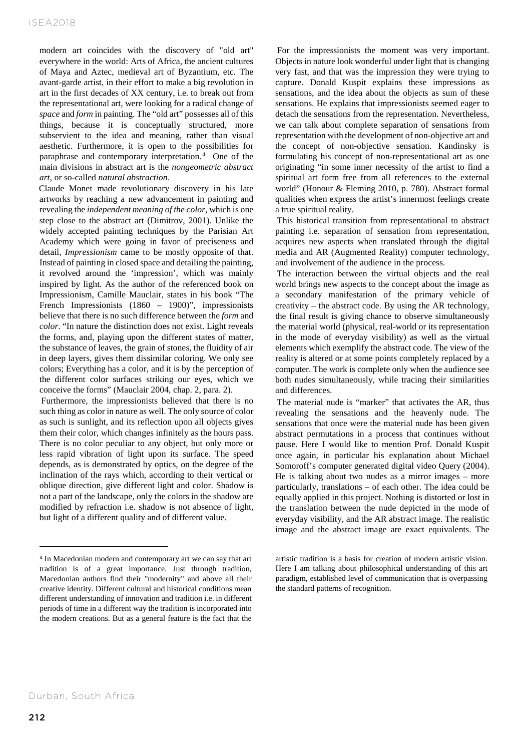modern art coincides with the discovery of "old art" everywhere in the world: Arts of Africa, the ancient cultures of Maya and Aztec, medieval art of Byzantium, etc. The avant-garde artist, in their effort to make a big revolution in art in the first decades of XX century, i.e. to break out from the representational art, were looking for a radical change of *space* and *form* in painting. The "old art" possesses all of this things, because it is conceptually structured, more subservient to the idea and meaning, rather than visual aesthetic. Furthermore, it is open to the possibilities for paraphrase and contemporary interpretation.[4] One of the main divisions in abstract art is the *nongeometric abstract art*, or so-called *natural abstraction*.

Claude Monet made revolutionary discovery in his late artworks by reaching a new advancement in painting and revealing the *independent meaning of the color*, which is one step close to the abstract art (Dimitrov, 2001). Unlike the widely accepted painting techniques by the Parisian Art Academy which were going in favor of preciseness and detail, *Impressionism* came to be mostly opposite of that. Instead of painting in closed space and detailing the painting, it revolved around the 'impression', which was mainly inspired by light. As the author of the referenced book on Impressionism, Camille Mauclair, states in his book "The French Impressionists (1860 – 1900)", impressionists believe that there is no such difference between the *form* and *color*. "In nature the distinction does not exist. Light reveals the forms, and, playing upon the different states of matter, the substance of leaves, the grain of stones, the fluidity of air in deep layers, gives them dissimilar coloring. We only see colors; Everything has a color, and it is by the perception of the different color surfaces striking our eyes, which we conceive the forms" (Mauclair 2004, chap. 2, para. 2).

Furthermore, the impressionists believed that there is no such thing as color in nature as well. The only source of color as such is sunlight, and its reflection upon all objects gives them their color, which changes infinitely as the hours pass. There is no color peculiar to any object, but only more or less rapid vibration of light upon its surface. The speed depends, as is demonstrated by optics, on the degree of the inclination of the rays which, according to their vertical or oblique direction, give different light and color. Shadow is not a part of the landscape, only the colors in the shadow are modified by refraction i.e. shadow is not absence of light, but light of a different quality and of different value.

For the impressionists the moment was very important. Objects in nature look wonderful under light that is changing very fast, and that was the impression they were trying to capture. Donald Kuspit explains these impressions as sensations, and the idea about the objects as sum of these sensations. He explains that impressionists seemed eager to detach the sensations from the representation. Nevertheless, we can talk about complete separation of sensations from representation with the development of non-objective art and the concept of non-objective sensation. Kandinsky is formulating his concept of non-representational art as one originating "in some inner necessity of the artist to find a spiritual art form free from all references to the external world" (Honour & Fleming 2010, p. 780). Abstract formal qualities when express the artist's innermost feelings create a true spiritual reality.

This historical transition from representational to abstract painting i.e. separation of sensation from representation, acquires new aspects when translated through the digital media and AR (Augmented Reality) computer technology, and involvement of the audience in the process.

The interaction between the virtual objects and the real world brings new aspects to the concept about the image as a secondary manifestation of the primary vehicle of creativity – the abstract code. By using the AR technology, the final result is giving chance to observe simultaneously the material world (physical, real-world or its representation in the mode of everyday visibility) as well as the virtual elements which exemplify the abstract code. The view of the reality is altered or at some points completely replaced by a computer. The work is complete only when the audience see both nudes simultaneously, while tracing their similarities and differences.

The material nude is "marker" that activates the AR, thus revealing the sensations and the heavenly nude. The sensations that once were the material nude has been given abstract permutations in a process that continues without pause. Here I would like to mention Prof. Donald Kuspit once again, in particular his explanation about Michael Somoroff's computer generated digital video Query (2004). He is talking about two nudes as a mirror images – more particularly, translations – of each other. The idea could be equally applied in this project. Nothing is distorted or lost in the translation between the nude depicted in the mode of everyday visibility, and the AR abstract image. The realistic image and the abstract image are exact equivalents. The

[4] In Macedonian modern and contemporary art we can say that art tradition is of a great importance. Just through tradition, Macedonian authors find their "modernity" and above all their creative identity. Different cultural and historical conditions mean different understanding of innovation and tradition i.e. in different periods of time in a different way the tradition is incorporated into the modern creations. But as a general feature is the fact that the artistic tradition is a basis for creation of modern artistic vision. Here I am talking about philosophical understanding of this art paradigm, established level of communication that is overpassing the standard patterns of recognition.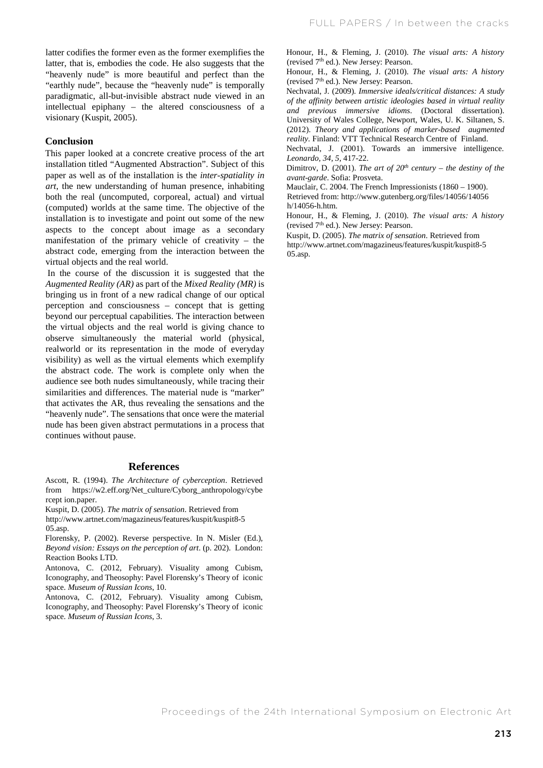latter codifies the former even as the former exemplifies the latter, that is, embodies the code. He also suggests that the "heavenly nude" is more beautiful and perfect than the "earthly nude", because the "heavenly nude" is temporally paradigmatic, all-but-invisible abstract nude viewed in an intellectual epiphany – the altered consciousness of a visionary (Kuspit, 2005).

## Conclusion

This paper looked at a concrete creative process of the art installation titled "Augmented Abstraction". Subject of this paper as well as of the installation is the *inter-spatiality in art*, the new understanding of human presence, inhabiting both the real (uncomputed, corporeal, actual) and virtual (computed) worlds at the same time. The objective of the installation is to investigate and point out some of the new aspects to the concept about image as a secondary manifestation of the primary vehicle of creativity – the abstract code, emerging from the interaction between the virtual objects and the real world.

In the course of the discussion it is suggested that the *Augmented Reality (AR)* as part of the *Mixed Reality (MR)* is bringing us in front of a new radical change of our optical perception and consciousness – concept that is getting beyond our perceptual capabilities. The interaction between the virtual objects and the real world is giving chance to observe simultaneously the material world (physical, realworld or its representation in the mode of everyday visibility) as well as the virtual elements which exemplify the abstract code. The work is complete only when the audience see both nudes simultaneously, while tracing their similarities and differences. The material nude is "marker" that activates the AR, thus revealing the sensations and the "heavenly nude". The sensations that once were the material nude has been given abstract permutations in a process that continues without pause.

## References

Ascott, R. (1994). *The Architecture of cyberception*. Retrieved from https://w2.eff.org/Net_culture/Cyborg_anthropology/cybe rcept ion.paper.

Kuspit, D. (2005). *The matrix of sensation*. Retrieved from http://www.artnet.com/magazineus/features/kuspit/kuspit8-5 05.asp.

Florensky, P. (2002). Reverse perspective. In N. Misler (Ed.), *Beyond vision: Essays on the perception of art*. (p. 202). London: Reaction Books LTD.

Antonova, C. (2012, February). Visuality among Cubism, Iconography, and Theosophy: Pavel Florensky's Theory of iconic space. *Museum of Russian Icons*, 10.

Antonova, C. (2012, February). Visuality among Cubism, Iconography, and Theosophy: Pavel Florensky's Theory of iconic space. *Museum of Russian Icons*, 3.

Honour, H., & Fleming, J. (2010). *The visual arts: A history* (revised 7th ed.). New Jersey: Pearson.

Honour, H., & Fleming, J. (2010). *The visual arts: A history* (revised 7th ed.). New Jersey: Pearson.

Nechvatal, J. (2009). *Immersive ideals/critical distances: A study of the affinity between artistic ideologies based in virtual reality and previous immersive idioms*. (Doctoral dissertation). University of Wales College, Newport, Wales, U. K. Siltanen, S. (2012). *Theory and applications of marker-based augmented reality*. Finland: VTT Technical Research Centre of Finland.

Nechvatal, J. (2001). Towards an immersive intelligence. *Leonardo, 34, 5,* 417-22.

Dimitrov, D. (2001). *The art of 20th century – the destiny of the avant-garde*. Sofia: Prosveta.

Mauclair, C. 2004. The French Impressionists (1860 – 1900). Retrieved from: http://www.gutenberg.org/files/14056/14056 h/14056-h.htm.

Honour, H., & Fleming, J. (2010). *The visual arts: A history* (revised 7th ed.). New Jersey: Pearson.

Kuspit, D. (2005). *The matrix of sensation*. Retrieved from http://www.artnet.com/magazineus/features/kuspit/kuspit8-5 05.asp.